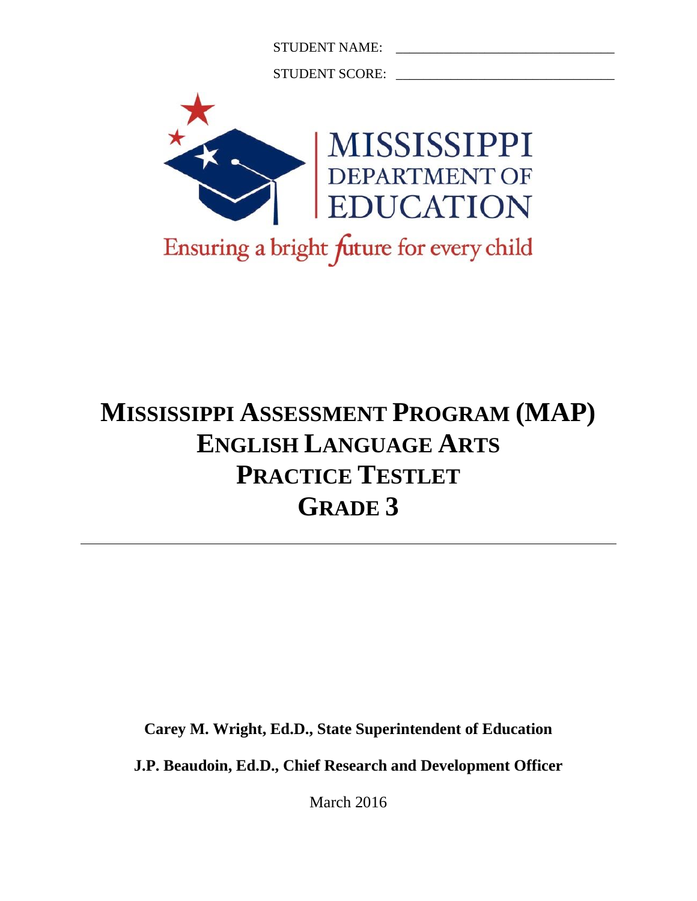STUDENT NAME: ______________________________

STUDENT SCORE: ______________________________

MISSISSIPPI DEPARTMENT OF EDUCATION

Ensuring a bright future for every child

# MISSISSIPPI ASSESSMENT PROGRAM (MAP)
# ENGLISH LANGUAGE ARTS
# PRACTICE TESTLET
# GRADE 3

---

**Carey M. Wright, Ed.D., State Superintendent of Education**

**J.P. Beaudoin, Ed.D., Chief Research and Development Officer**

March 2016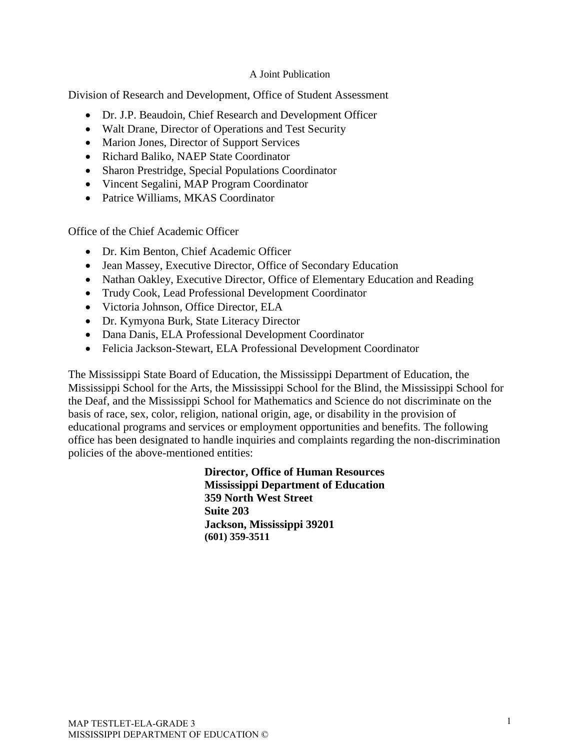A Joint Publication

Division of Research and Development, Office of Student Assessment

- Dr. J.P. Beaudoin, Chief Research and Development Officer
- Walt Drane, Director of Operations and Test Security
- Marion Jones, Director of Support Services
- Richard Baliko, NAEP State Coordinator
- Sharon Prestridge, Special Populations Coordinator
- Vincent Segalini, MAP Program Coordinator
- Patrice Williams, MKAS Coordinator

Office of the Chief Academic Officer

- Dr. Kim Benton, Chief Academic Officer
- Jean Massey, Executive Director, Office of Secondary Education
- Nathan Oakley, Executive Director, Office of Elementary Education and Reading
- Trudy Cook, Lead Professional Development Coordinator
- Victoria Johnson, Office Director, ELA
- Dr. Kymyona Burk, State Literacy Director
- Dana Danis, ELA Professional Development Coordinator
- Felicia Jackson-Stewart, ELA Professional Development Coordinator

The Mississippi State Board of Education, the Mississippi Department of Education, the Mississippi School for the Arts, the Mississippi School for the Blind, the Mississippi School for the Deaf, and the Mississippi School for Mathematics and Science do not discriminate on the basis of race, sex, color, religion, national origin, age, or disability in the provision of educational programs and services or employment opportunities and benefits. The following office has been designated to handle inquiries and complaints regarding the non-discrimination policies of the above-mentioned entities:

**Director, Office of Human Resources**
**Mississippi Department of Education**
**359 North West Street**
**Suite 203**
**Jackson, Mississippi 39201**
**(601) 359-3511**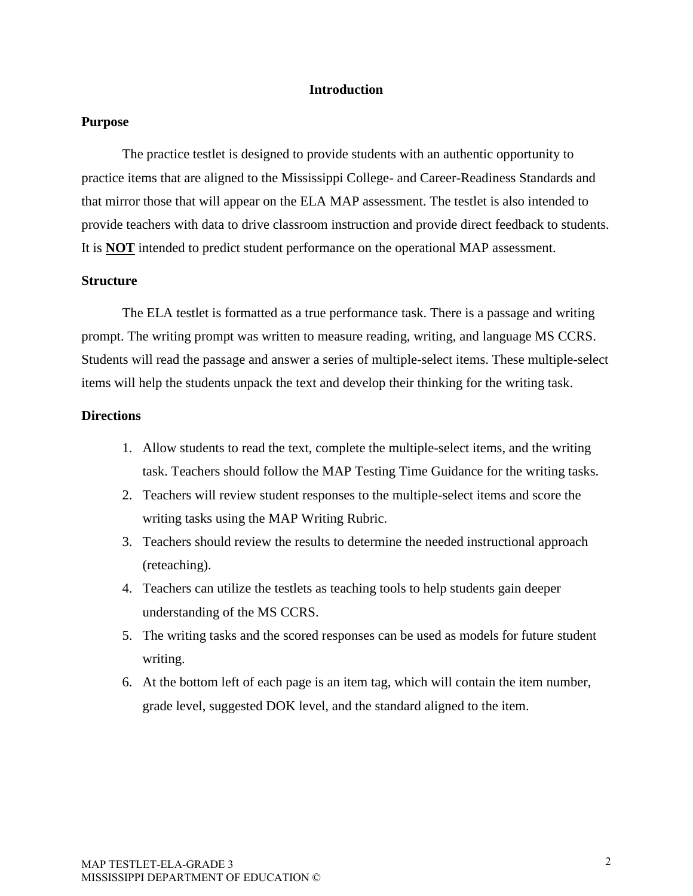# Introduction

## Purpose

The practice testlet is designed to provide students with an authentic opportunity to practice items that are aligned to the Mississippi College- and Career-Readiness Standards and that mirror those that will appear on the ELA MAP assessment. The testlet is also intended to provide teachers with data to drive classroom instruction and provide direct feedback to students. It is **NOT** intended to predict student performance on the operational MAP assessment.

## Structure

The ELA testlet is formatted as a true performance task. There is a passage and writing prompt. The writing prompt was written to measure reading, writing, and language MS CCRS. Students will read the passage and answer a series of multiple-select items. These multiple-select items will help the students unpack the text and develop their thinking for the writing task.

## Directions

1. Allow students to read the text, complete the multiple-select items, and the writing task. Teachers should follow the MAP Testing Time Guidance for the writing tasks.
2. Teachers will review student responses to the multiple-select items and score the writing tasks using the MAP Writing Rubric.
3. Teachers should review the results to determine the needed instructional approach (reteaching).
4. Teachers can utilize the testlets as teaching tools to help students gain deeper understanding of the MS CCRS.
5. The writing tasks and the scored responses can be used as models for future student writing.
6. At the bottom left of each page is an item tag, which will contain the item number, grade level, suggested DOK level, and the standard aligned to the item.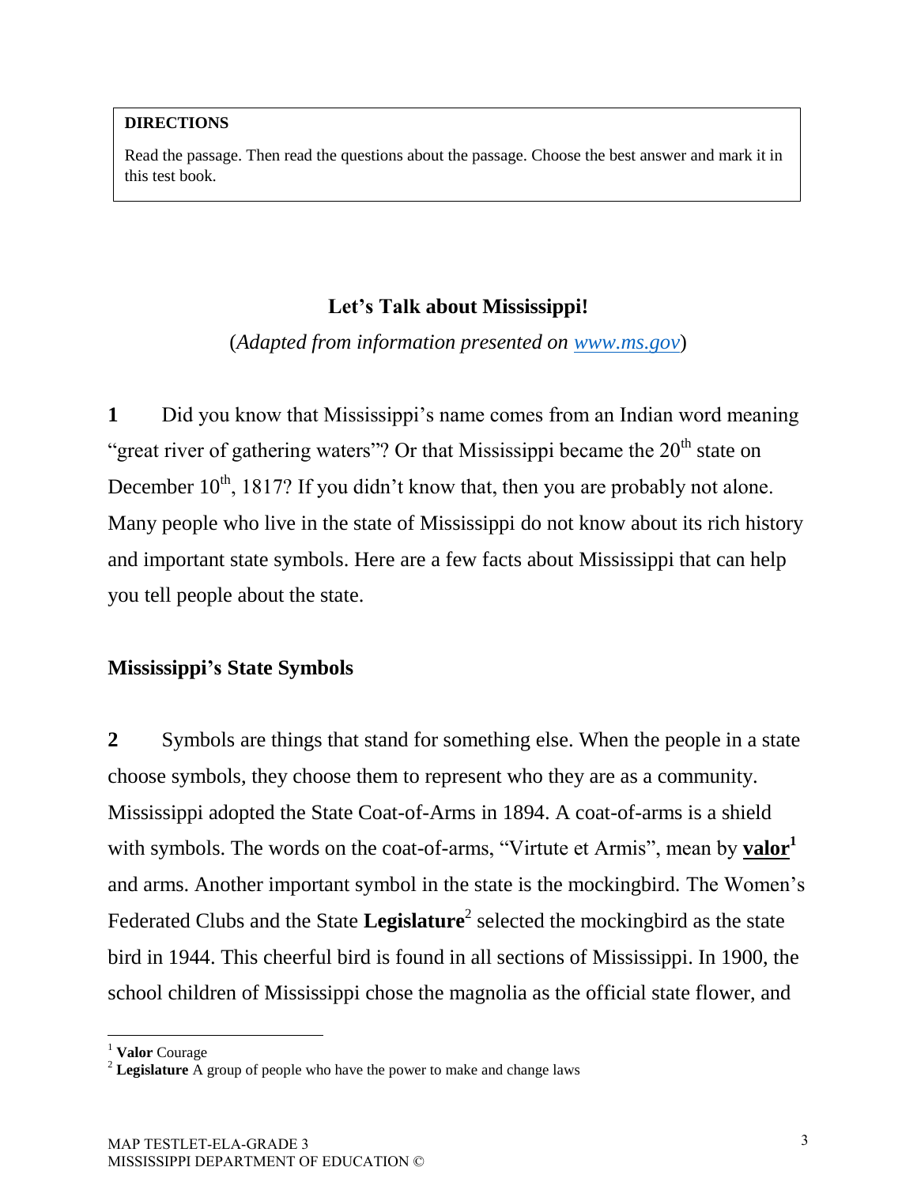**DIRECTIONS**

Read the passage. Then read the questions about the passage. Choose the best answer and mark it in this test book.

## Let's Talk about Mississippi!

(*Adapted from information presented on [www.ms.gov](www.ms.gov)*)

**1** Did you know that Mississippi's name comes from an Indian word meaning "great river of gathering waters"? Or that Mississippi became the 20th state on December 10th, 1817? If you didn't know that, then you are probably not alone. Many people who live in the state of Mississippi do not know about its rich history and important state symbols. Here are a few facts about Mississippi that can help you tell people about the state.

### Mississippi's State Symbols

**2** Symbols are things that stand for something else. When the people in a state choose symbols, they choose them to represent who they are as a community. Mississippi adopted the State Coat-of-Arms in 1894. A coat-of-arms is a shield with symbols. The words on the coat-of-arms, "Virtute et Armis", mean by **valor**[1] and arms. Another important symbol in the state is the mockingbird. The Women's Federated Clubs and the State **Legislature**[2] selected the mockingbird as the state bird in 1944. This cheerful bird is found in all sections of Mississippi. In 1900, the school children of Mississippi chose the magnolia as the official state flower, and

---

[1] **Valor** Courage

[2] **Legislature** A group of people who have the power to make and change laws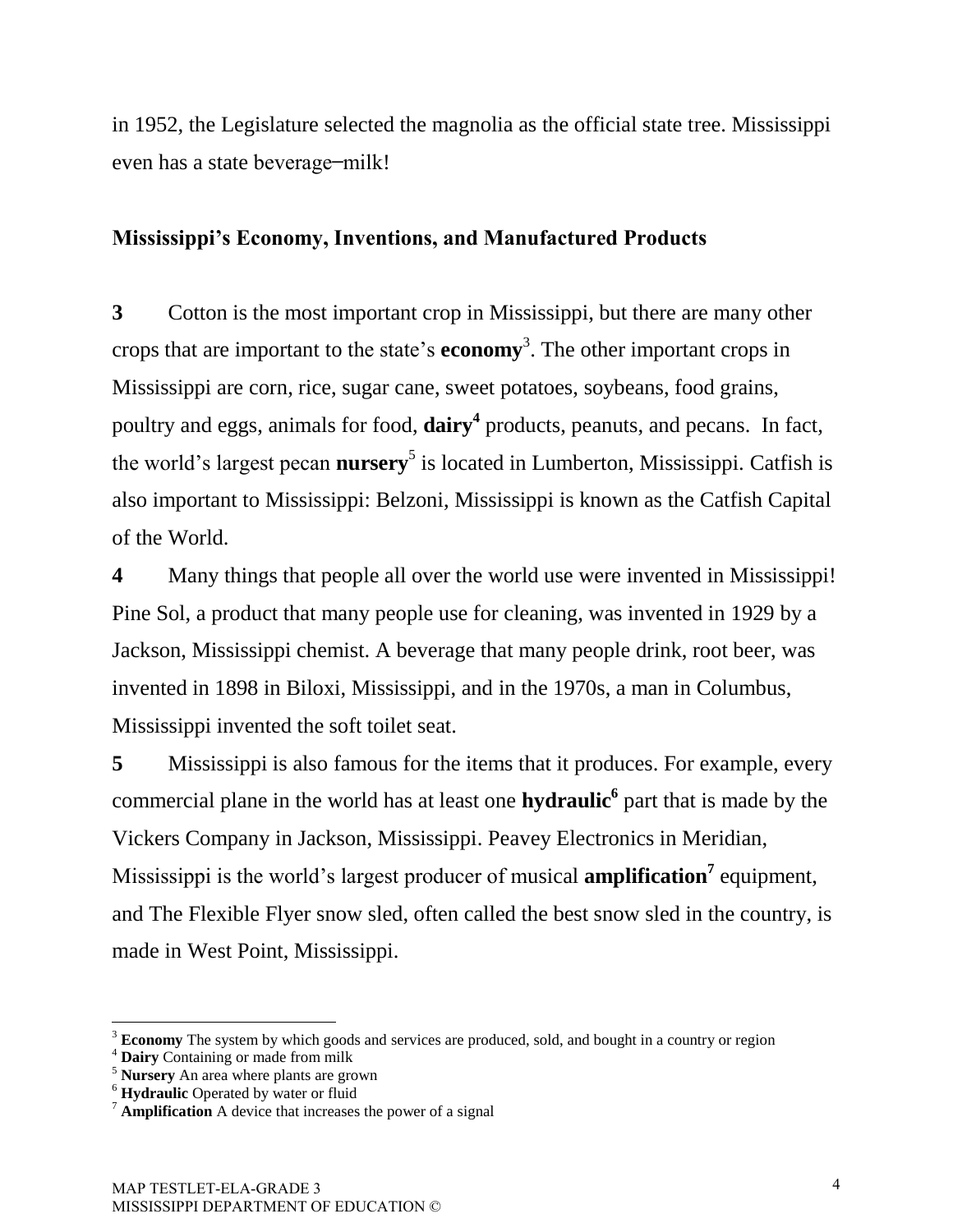in 1952, the Legislature selected the magnolia as the official state tree. Mississippi even has a state beverage–milk!

### Mississippi's Economy, Inventions, and Manufactured Products

**3** Cotton is the most important crop in Mississippi, but there are many other crops that are important to the state's **economy**[3]. The other important crops in Mississippi are corn, rice, sugar cane, sweet potatoes, soybeans, food grains, poultry and eggs, animals for food, **dairy**[4] products, peanuts, and pecans. In fact, the world's largest pecan **nursery**[5] is located in Lumberton, Mississippi. Catfish is also important to Mississippi: Belzoni, Mississippi is known as the Catfish Capital of the World.

**4** Many things that people all over the world use were invented in Mississippi! Pine Sol, a product that many people use for cleaning, was invented in 1929 by a Jackson, Mississippi chemist. A beverage that many people drink, root beer, was invented in 1898 in Biloxi, Mississippi, and in the 1970s, a man in Columbus, Mississippi invented the soft toilet seat.

**5** Mississippi is also famous for the items that it produces. For example, every commercial plane in the world has at least one **hydraulic**[6] part that is made by the Vickers Company in Jackson, Mississippi. Peavey Electronics in Meridian, Mississippi is the world's largest producer of musical **amplification**[7] equipment, and The Flexible Flyer snow sled, often called the best snow sled in the country, is made in West Point, Mississippi.

---

[3] **Economy** The system by which goods and services are produced, sold, and bought in a country or region

[4] **Dairy** Containing or made from milk

[5] **Nursery** An area where plants are grown

[6] **Hydraulic** Operated by water or fluid

[7] **Amplification** A device that increases the power of a signal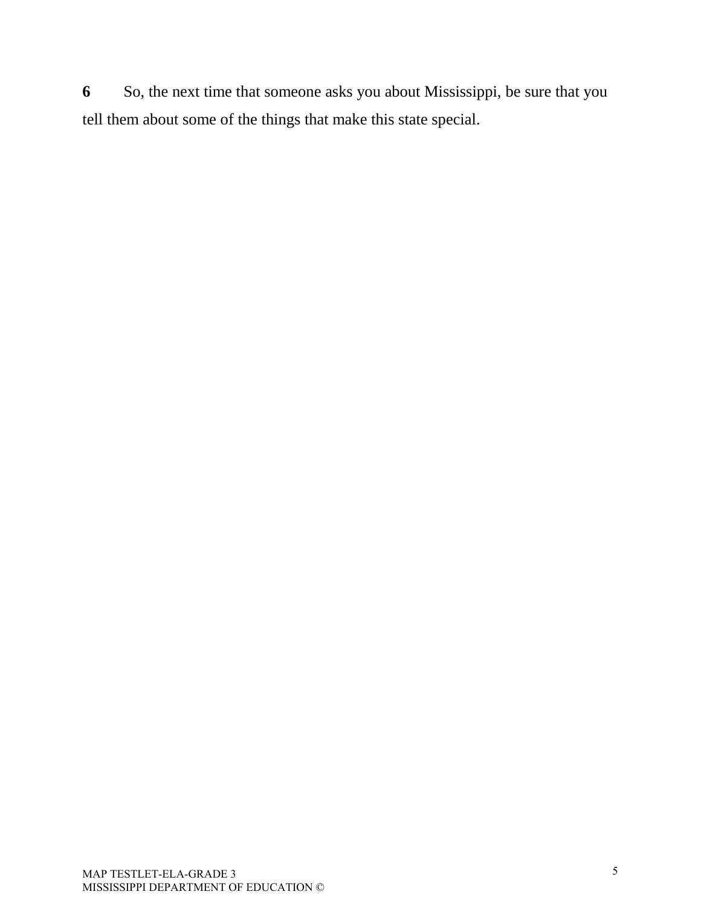**6** So, the next time that someone asks you about Mississippi, be sure that you tell them about some of the things that make this state special.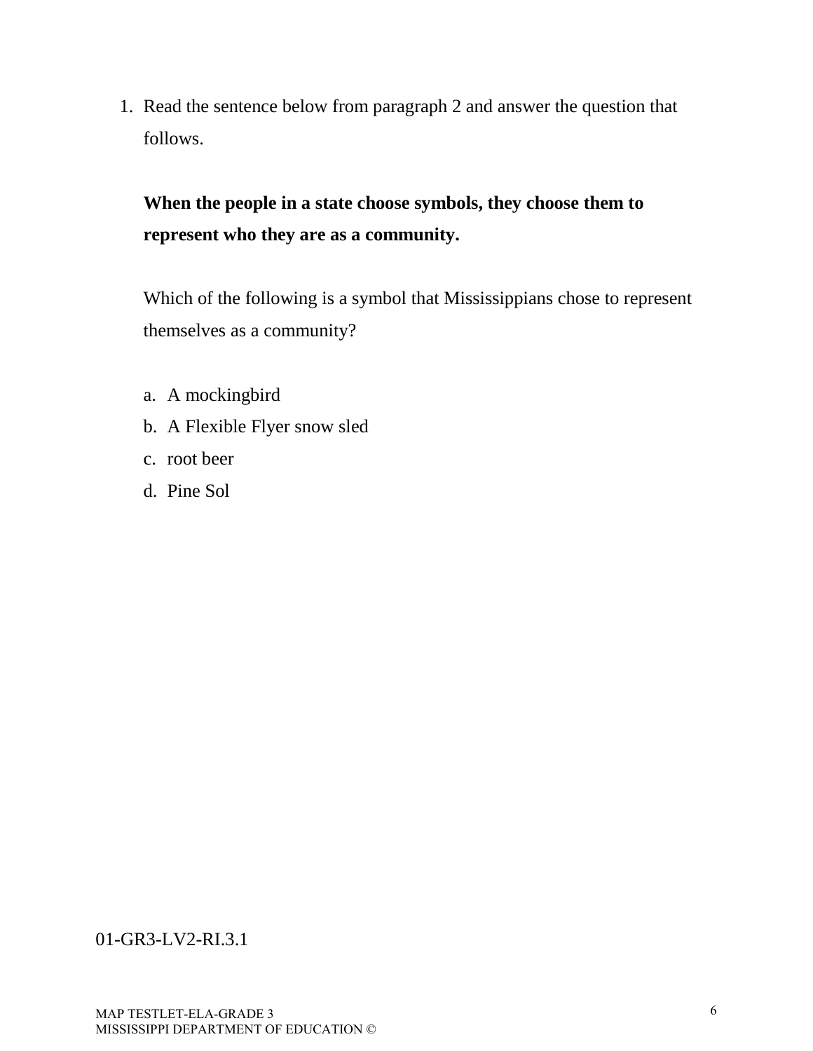1. Read the sentence below from paragraph 2 and answer the question that follows.

   **When the people in a state choose symbols, they choose them to represent who they are as a community.**

   Which of the following is a symbol that Mississippians chose to represent themselves as a community?

   a. A mockingbird
   b. A Flexible Flyer snow sled
   c. root beer
   d. Pine Sol

01-GR3-LV2-RI.3.1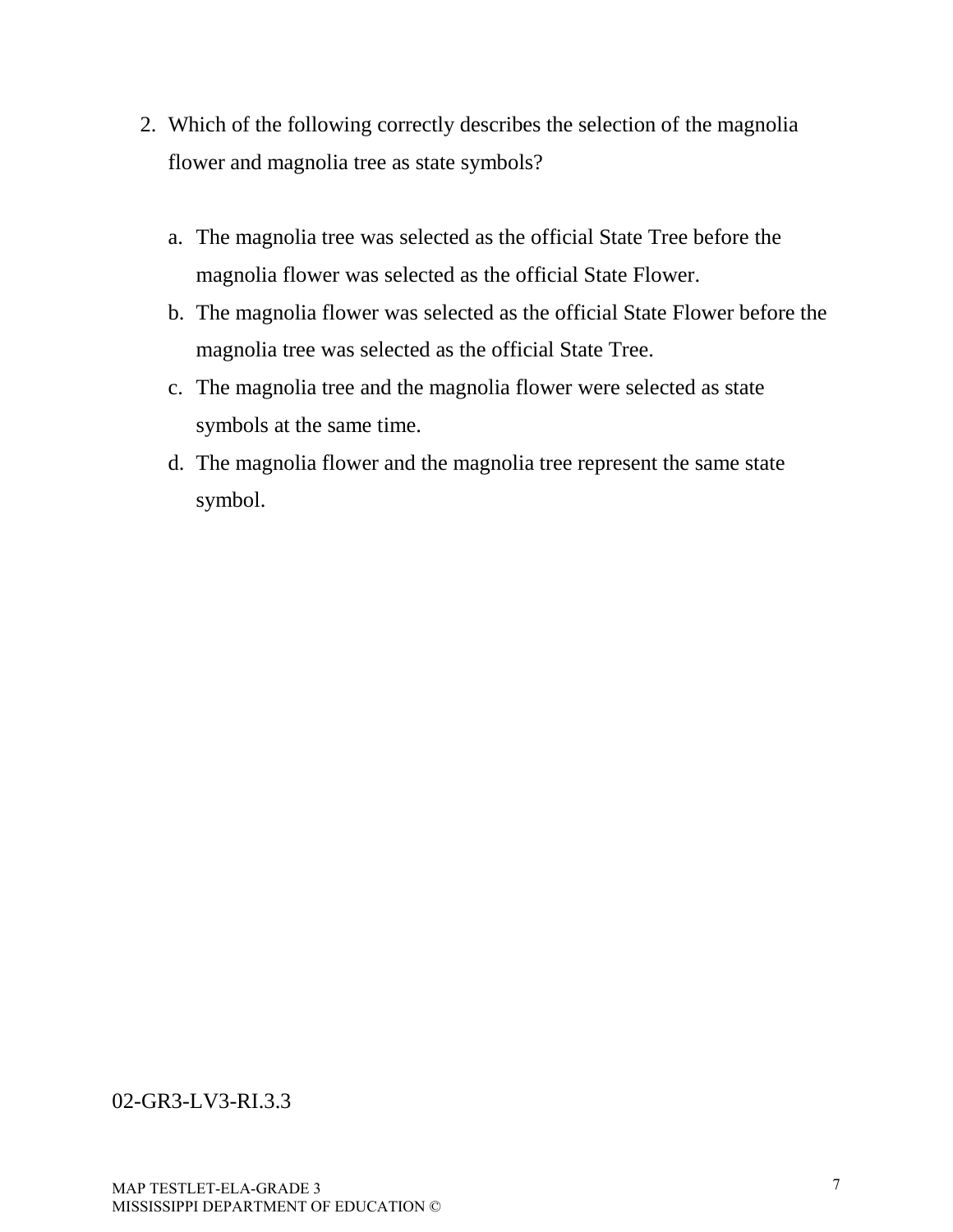2. Which of the following correctly describes the selection of the magnolia flower and magnolia tree as state symbols?

   a. The magnolia tree was selected as the official State Tree before the magnolia flower was selected as the official State Flower.
   b. The magnolia flower was selected as the official State Flower before the magnolia tree was selected as the official State Tree.
   c. The magnolia tree and the magnolia flower were selected as state symbols at the same time.
   d. The magnolia flower and the magnolia tree represent the same state symbol.

02-GR3-LV3-RI.3.3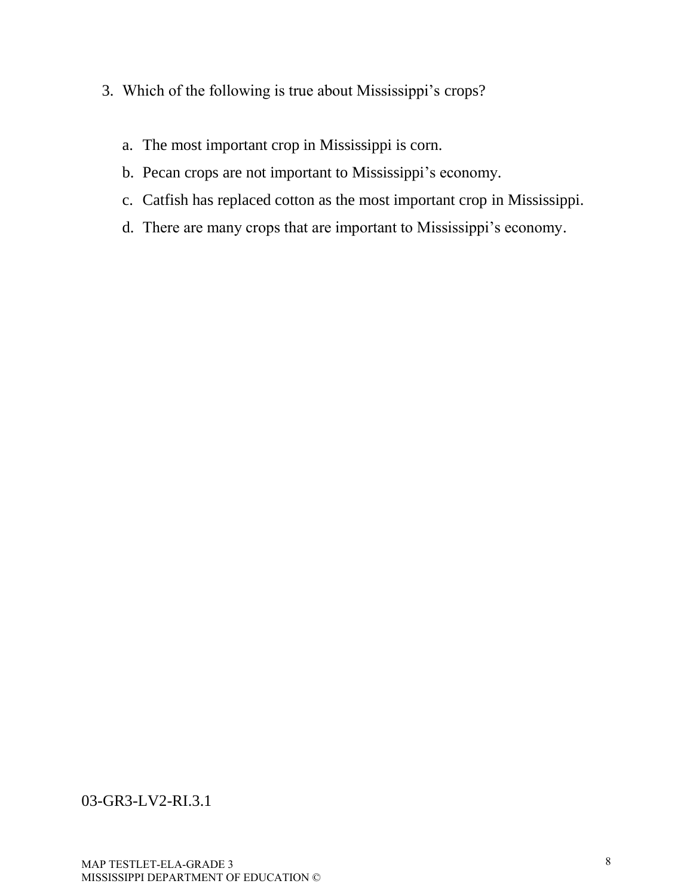3. Which of the following is true about Mississippi's crops?

   a. The most important crop in Mississippi is corn.
   b. Pecan crops are not important to Mississippi's economy.
   c. Catfish has replaced cotton as the most important crop in Mississippi.
   d. There are many crops that are important to Mississippi's economy.

03-GR3-LV2-RI.3.1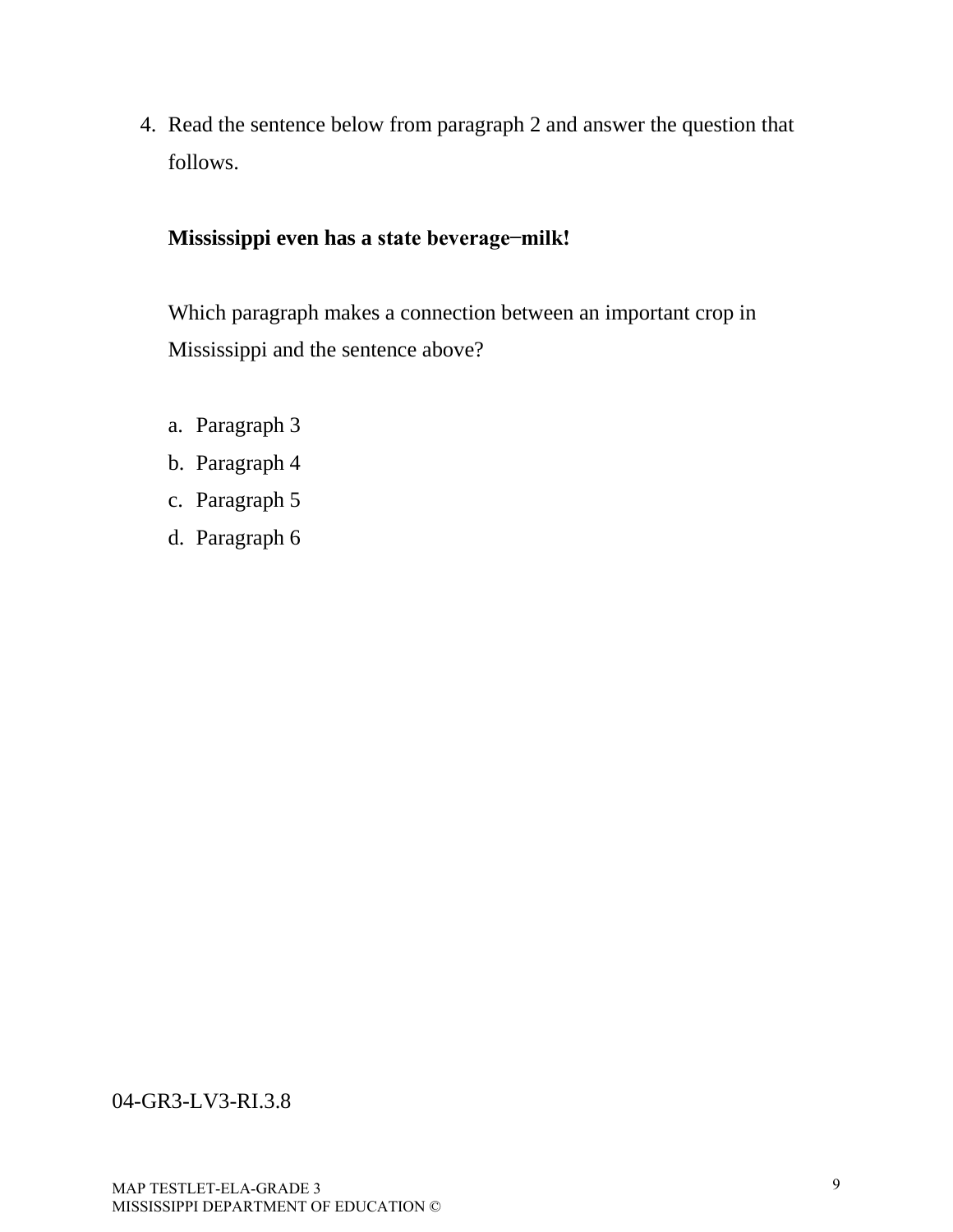4. Read the sentence below from paragraph 2 and answer the question that follows.

   **Mississippi even has a state beverage–milk!**

   Which paragraph makes a connection between an important crop in Mississippi and the sentence above?

   a. Paragraph 3
   b. Paragraph 4
   c. Paragraph 5
   d. Paragraph 6

04-GR3-LV3-RI.3.8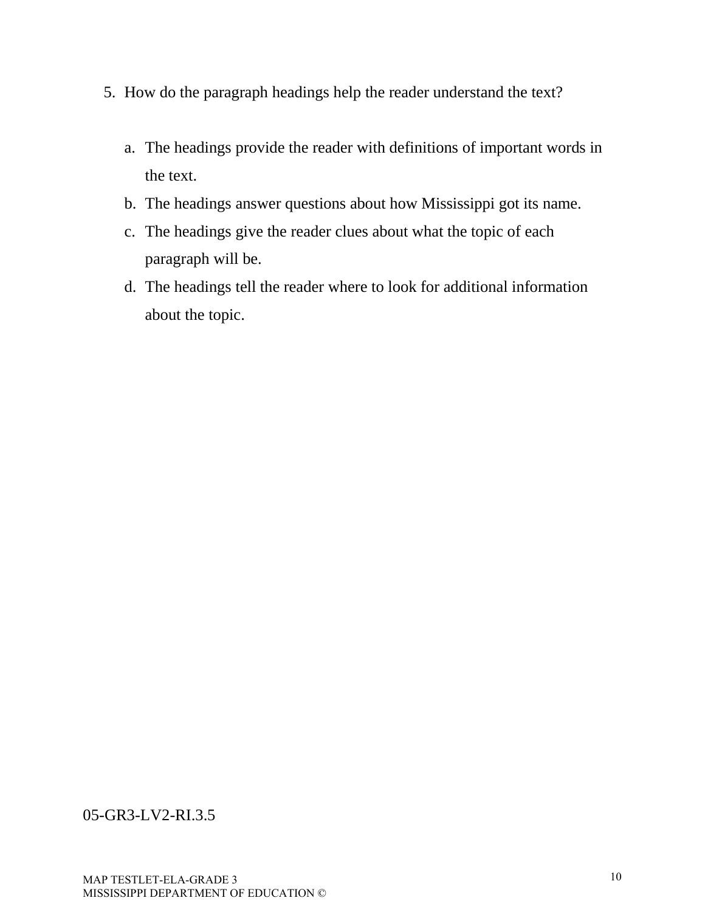5. How do the paragraph headings help the reader understand the text?

   a. The headings provide the reader with definitions of important words in the text.
   b. The headings answer questions about how Mississippi got its name.
   c. The headings give the reader clues about what the topic of each paragraph will be.
   d. The headings tell the reader where to look for additional information about the topic.

05-GR3-LV2-RI.3.5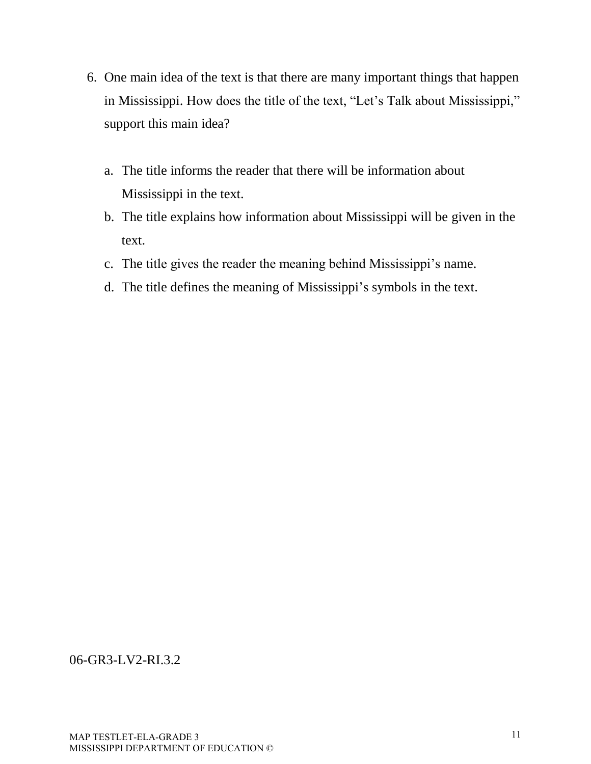6. One main idea of the text is that there are many important things that happen in Mississippi. How does the title of the text, “Let’s Talk about Mississippi,” support this main idea?

   a. The title informs the reader that there will be information about Mississippi in the text.
   b. The title explains how information about Mississippi will be given in the text.
   c. The title gives the reader the meaning behind Mississippi’s name.
   d. The title defines the meaning of Mississippi’s symbols in the text.

06-GR3-LV2-RI.3.2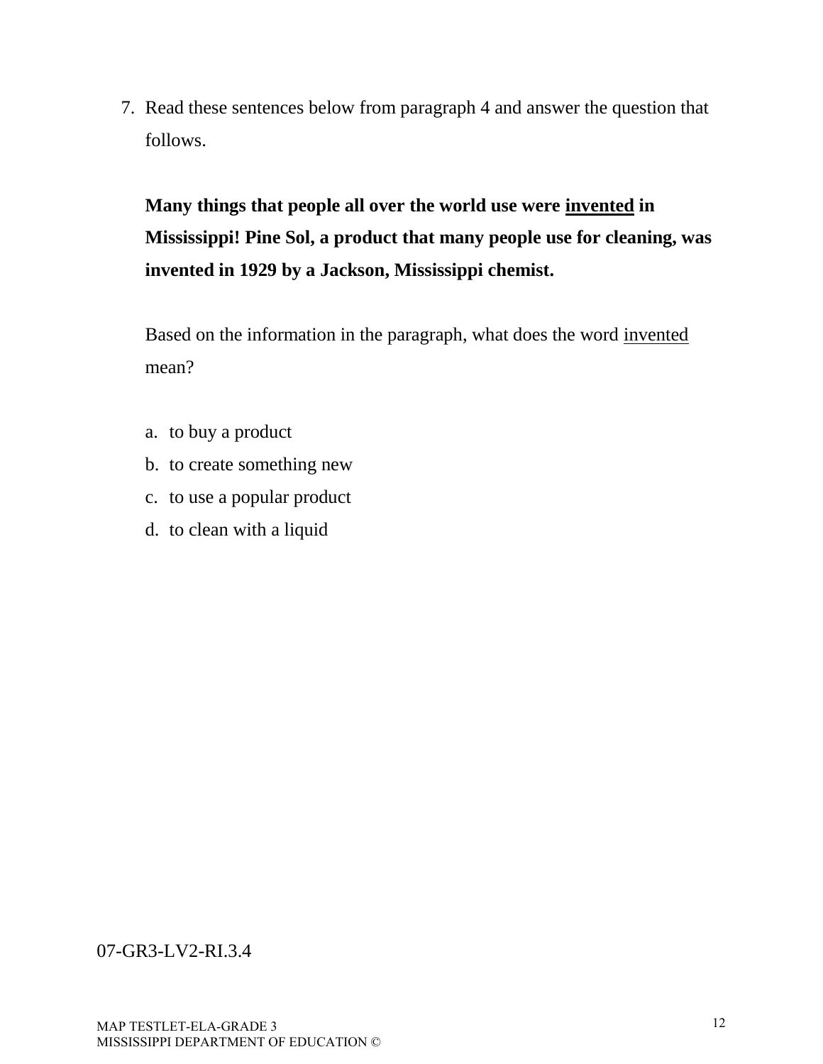7. Read these sentences below from paragraph 4 and answer the question that follows.

   **Many things that people all over the world use were <u>invented</u> in Mississippi! Pine Sol, a product that many people use for cleaning, was invented in 1929 by a Jackson, Mississippi chemist.**

   Based on the information in the paragraph, what does the word <u>invented</u> mean?

   a. to buy a product
   b. to create something new
   c. to use a popular product
   d. to clean with a liquid

07-GR3-LV2-RI.3.4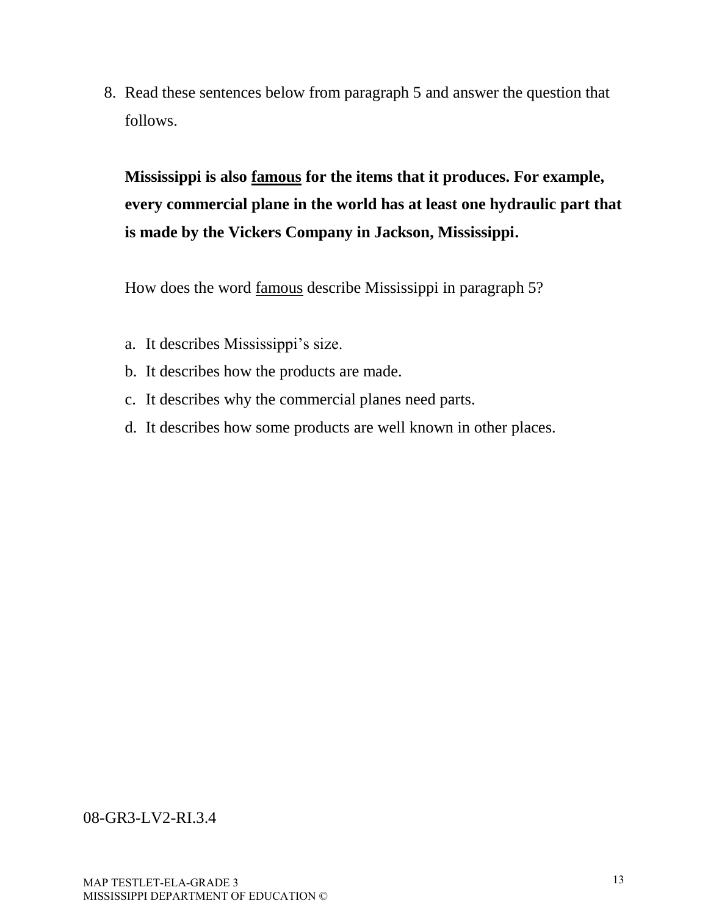8. Read these sentences below from paragraph 5 and answer the question that follows.

   **Mississippi is also <u>famous</u> for the items that it produces. For example, every commercial plane in the world has at least one hydraulic part that is made by the Vickers Company in Jackson, Mississippi.**

   How does the word <u>famous</u> describe Mississippi in paragraph 5?

   a. It describes Mississippi's size.
   b. It describes how the products are made.
   c. It describes why the commercial planes need parts.
   d. It describes how some products are well known in other places.

08-GR3-LV2-RI.3.4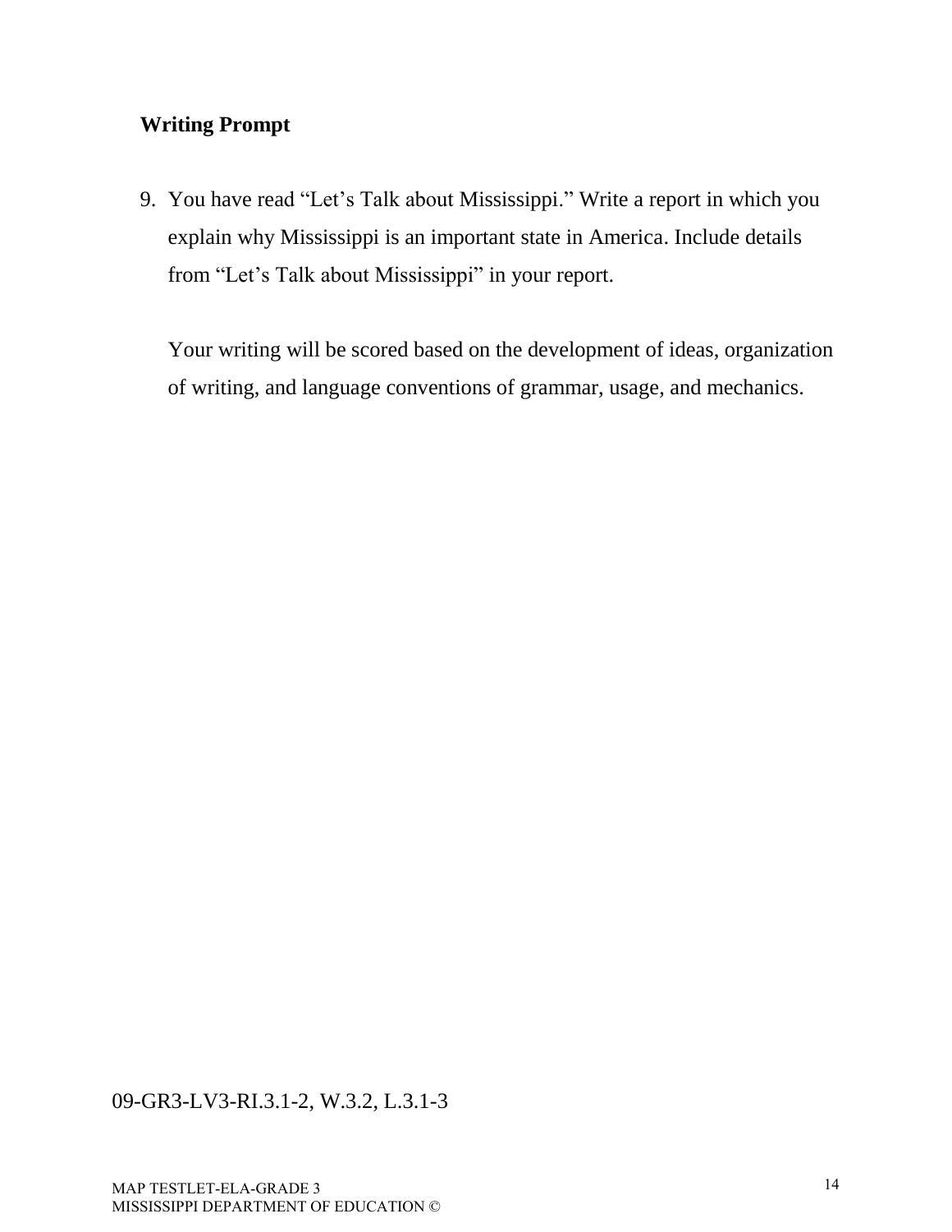**Writing Prompt**

9. You have read “Let’s Talk about Mississippi.” Write a report in which you explain why Mississippi is an important state in America. Include details from “Let’s Talk about Mississippi” in your report.

   Your writing will be scored based on the development of ideas, organization of writing, and language conventions of grammar, usage, and mechanics.

09-GR3-LV3-RI.3.1-2, W.3.2, L.3.1-3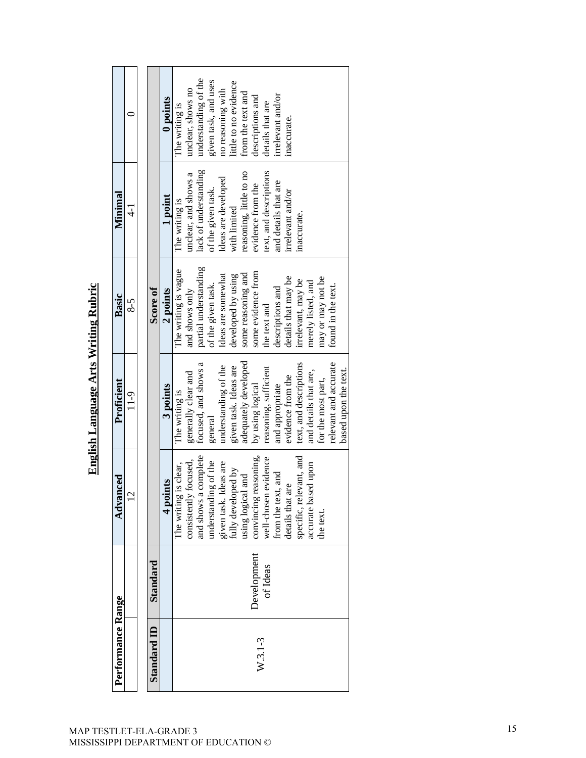# English Language Arts Writing Rubric

| Performance Range | | Advanced | Proficient | Basic | Minimal | |
|---|---|---|---|---|---|---|
| | | 12 | 11-9 | 8-5 | 4-1 | 0 |

| Standard ID | Standard | Score of | | | | |
|---|---|---|---|---|---|---|
| | | 4 points | 3 points | 2 points | 1 point | 0 points |
| W.3.1-3 | Development of Ideas | The writing is clear, consistently focused, and shows a complete understanding of the given task. Ideas are fully developed by using logical and convincing reasoning, well-chosen evidence from the text, and details that are specific, relevant, and accurate based upon the text. | The writing is generally clear and focused, and shows a general understanding of the given task. Ideas are adequately developed by using logical reasoning, sufficient and appropriate evidence from the text, and descriptions and details that are, for the most part, relevant and accurate based upon the text. | The writing is vague and shows only partial understanding of the given task. Ideas are somewhat developed by using some reasoning and some evidence from the text and descriptions and details that may be irrelevant, may be merely listed, and may or may not be found in the text. | The writing is unclear, and shows a lack of understanding of the given task. Ideas are developed with limited reasoning, little to no evidence from the text, and descriptions and details that are irrelevant and/or inaccurate. | The writing is unclear, shows no understanding of the given task, and uses no reasoning with little to no evidence from the text and descriptions and details that are irrelevant and/or inaccurate. |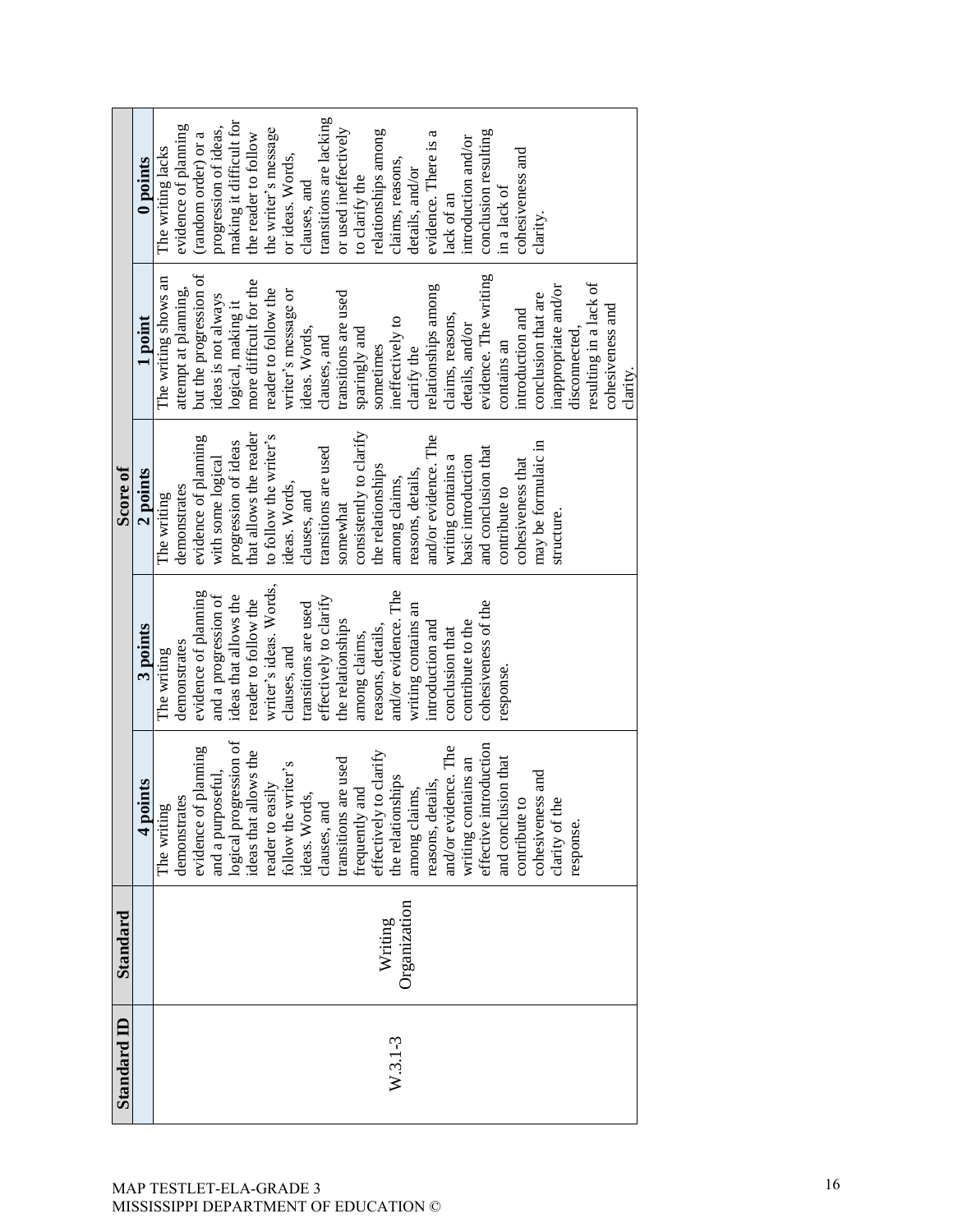| Standard ID | Standard | Score of | | | | |
|---|---|---|---|---|---|---|
| | | 4 points | 3 points | 2 points | 1 point | 0 points |
| W.3.1-3 | Writing Organization | The writing demonstrates evidence of planning and a purposeful, logical progression of ideas that allows the reader to easily follow the writer's ideas. Words, clauses, and transitions are used frequently and effectively to clarify the relationships among claims, reasons, details, and/or evidence. The writing contains an effective introduction and conclusion that contribute to cohesiveness and clarity of the response. | The writing demonstrates evidence of planning and a progression of ideas that allows the reader to follow the writer's ideas. Words, clauses, and transitions are used effectively to clarify the relationships among claims, reasons, details, and/or evidence. The writing contains an introduction and conclusion that contribute to the cohesiveness of the response. | The writing demonstrates evidence of planning with some logical progression of ideas that allows the reader to follow the writer's ideas. Words, clauses, and transitions are used somewhat consistently to clarify the relationships among claims, reasons, details, and/or evidence. The writing contains a basic introduction and conclusion that contribute to cohesiveness that may be formulaic in structure. | The writing shows an attempt at planning, but the progression of ideas is not always logical, making it more difficult for the reader to follow the writer's message or ideas. Words, clauses, and transitions are used sparingly and sometimes ineffectively to clarify the relationships among claims, reasons, details, and/or evidence. The writing contains an introduction and conclusion that are inappropriate and/or disconnected, resulting in a lack of cohesiveness and clarity. | The writing lacks evidence of planning (random order) or a progression of ideas, making it difficult for the reader to follow the writer's message or ideas. Words, clauses, and transitions are lacking or used ineffectively to clarify the relationships among claims, reasons, details, and/or evidence. There is a lack of an introduction and/or conclusion resulting in a lack of cohesiveness and clarity. |

MAP TESTLET-ELA-GRADE 3
MISSISSIPPI DEPARTMENT OF EDUCATION ©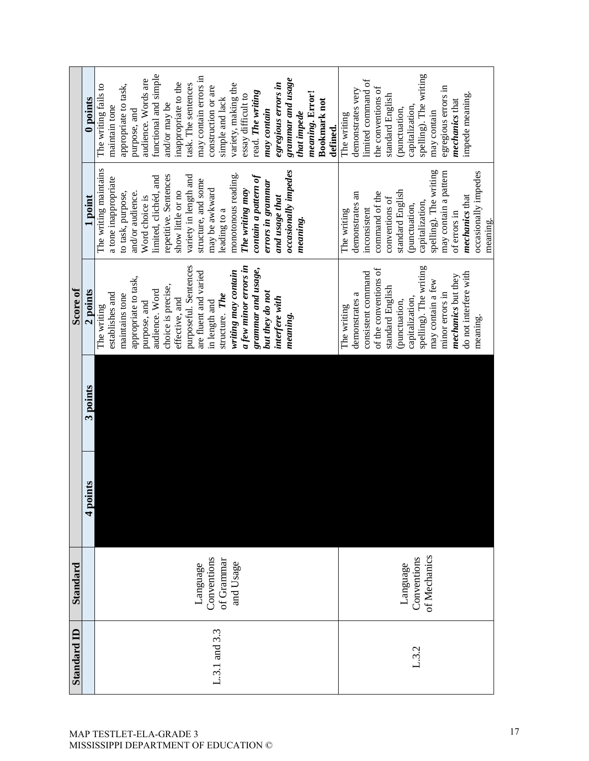| Standard ID | Standard | Score of | | | | |
|---|---|---|---|---|---|---|
| | | 4 points | 3 points | 2 points | 1 point | 0 points |
| L.3.1 and 3.3 | Language Conventions of Grammar and Usage | | | The writing establishes and maintains tone appropriate to task, purpose, and audience. Word choice is precise, effective, and purposeful. Sentences are fluent and varied in length and structure. ***The writing may contain a few minor errors in grammar and usage, but they do not interfere with meaning.*** | The writing maintains a tone inappropriate to task, purpose, and/or audience. Word choice is limited, clichéd, and repetitive. Sentences show little or no variety in length and structure, and some may be awkward leading to a monotonous reading. ***The writing may contain a pattern of errors in grammar and usage that occasionally impedes meaning.*** | The writing fails to maintain tone appropriate to task, purpose, and audience. Words are functional and simple and/or may be inappropriate to the task. The sentences may contain errors in construction or are simple and lack variety, making the essay difficult to read. ***The writing may contain egregious errors in grammar and usage that impede meaning.*** **Error! Bookmark not defined.** |
| L.3.2 | Language Conventions of Mechanics | | | The writing demonstrates a consistent command of the conventions of standard English (punctuation, capitalization, spelling). The writing may contain a few minor errors in ***mechanics*** but they do not interfere with meaning. | The writing demonstrates an inconsistent command of the conventions of standard English (punctuation, capitalization, spelling). The writing may contain a pattern of errors in ***mechanics*** that occasionally impedes meaning. | The writing demonstrates very limited command of the conventions of standard English (punctuation, capitalization, spelling). The writing may contain egregious errors in ***mechanics*** that impede meaning. |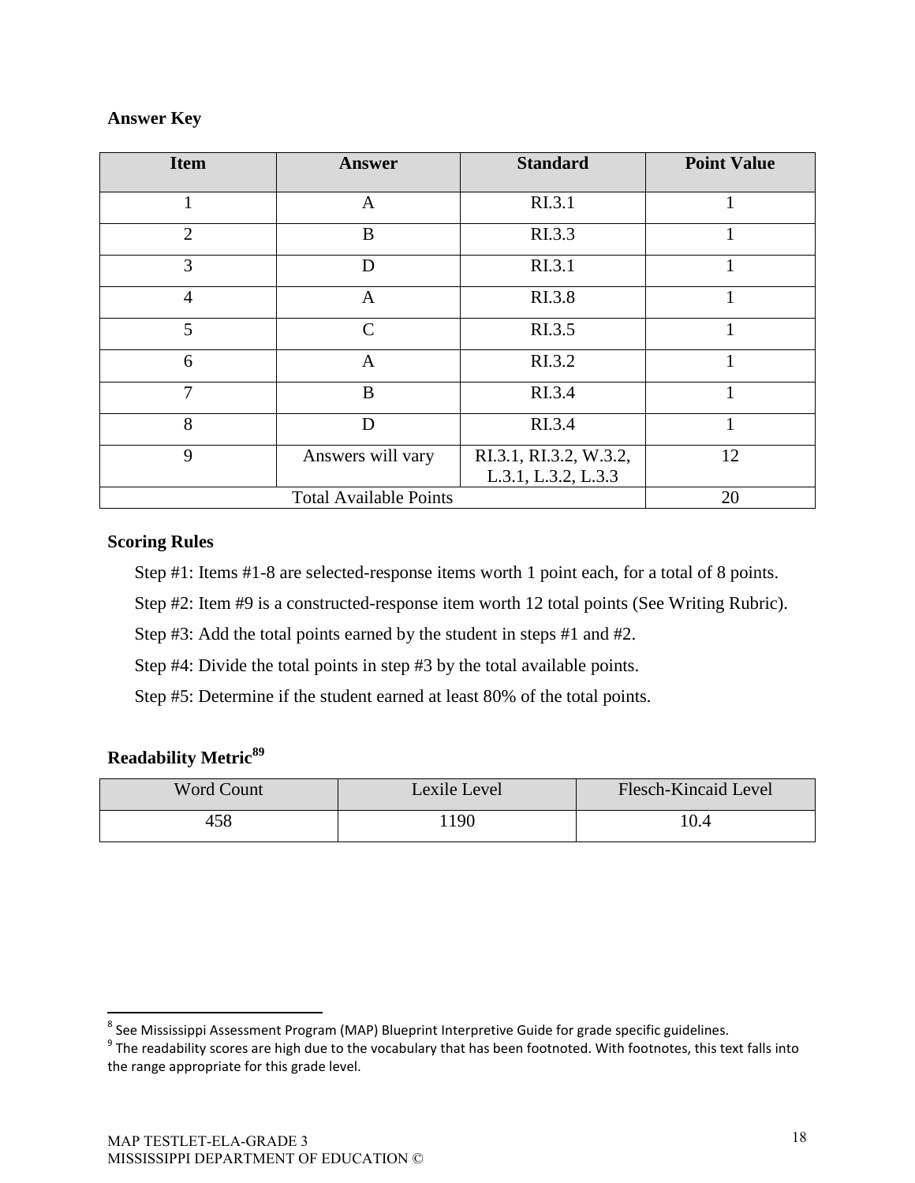**Answer Key**

| Item | Answer | Standard | Point Value |
| --- | --- | --- | --- |
| 1 | A | RI.3.1 | 1 |
| 2 | B | RI.3.3 | 1 |
| 3 | D | RI.3.1 | 1 |
| 4 | A | RI.3.8 | 1 |
| 5 | C | RI.3.5 | 1 |
| 6 | A | RI.3.2 | 1 |
| 7 | B | RI.3.4 | 1 |
| 8 | D | RI.3.4 | 1 |
| 9 | Answers will vary | RI.3.1, RI.3.2, W.3.2, L.3.1, L.3.2, L.3.3 | 12 |
| Total Available Points | | | 20 |

**Scoring Rules**

Step #1: Items #1-8 are selected-response items worth 1 point each, for a total of 8 points.

Step #2: Item #9 is a constructed-response item worth 12 total points (See Writing Rubric).

Step #3: Add the total points earned by the student in steps #1 and #2.

Step #4: Divide the total points in step #3 by the total available points.

Step #5: Determine if the student earned at least 80% of the total points.

**Readability Metric**[8][9]

| Word Count | Lexile Level | Flesch-Kincaid Level |
| --- | --- | --- |
| 458 | 1190 | 10.4 |

[8] See Mississippi Assessment Program (MAP) Blueprint Interpretive Guide for grade specific guidelines.

[9] The readability scores are high due to the vocabulary that has been footnoted. With footnotes, this text falls into the range appropriate for this grade level.